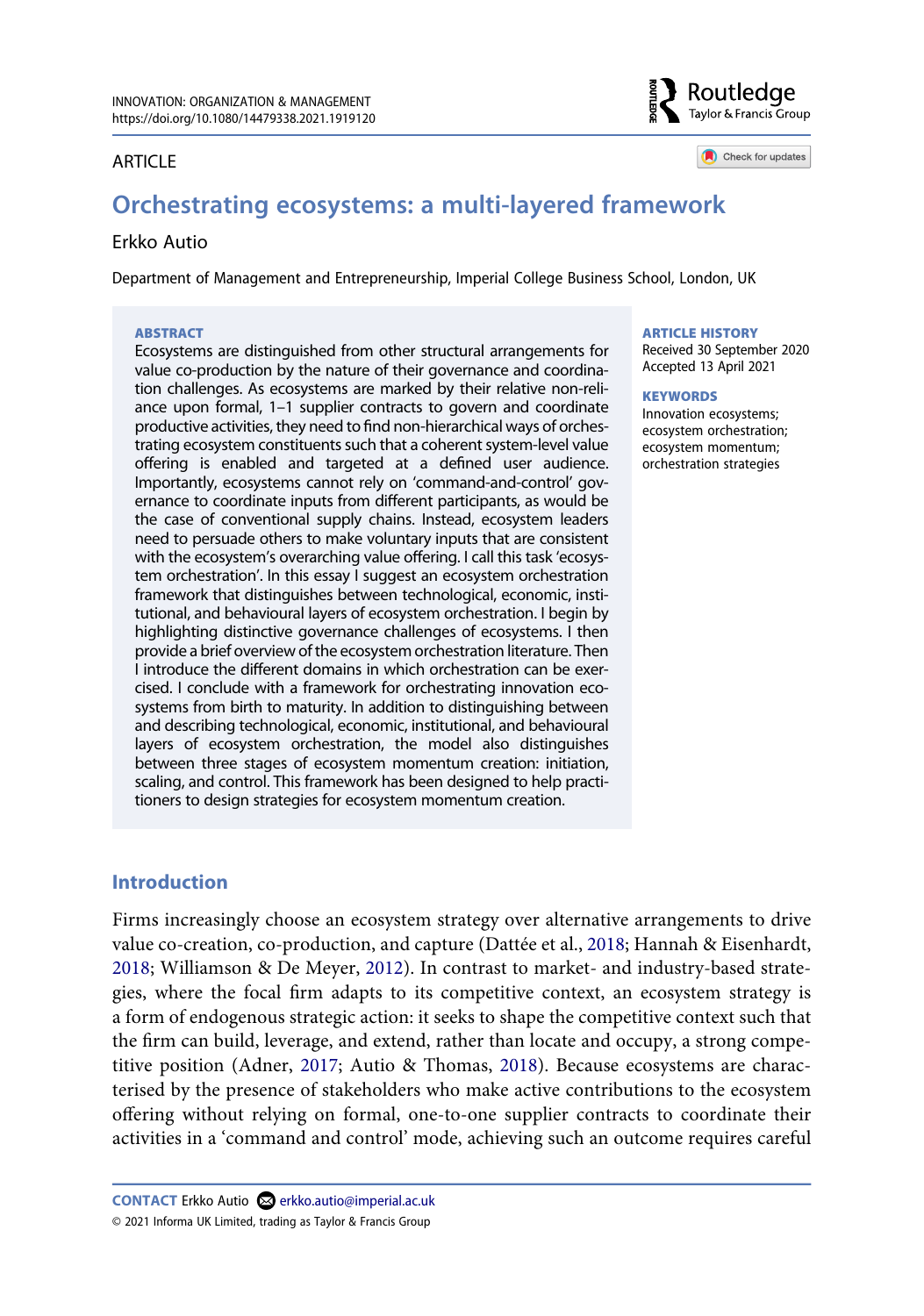INNOVATION: ORGANIZATION & MANAGEMENT
https://doi.org/10.1080/14479338.2021.1919120

ARTICLE

# Orchestrating ecosystems: a multi-layered framework

Erkko Autio

Department of Management and Entrepreneurship, Imperial College Business School, London, UK

**ABSTRACT**

Ecosystems are distinguished from other structural arrangements for value co-production by the nature of their governance and coordination challenges. As ecosystems are marked by their relative non-reliance upon formal, 1–1 supplier contracts to govern and coordinate productive activities, they need to find non-hierarchical ways of orchestrating ecosystem constituents such that a coherent system-level value offering is enabled and targeted at a defined user audience. Importantly, ecosystems cannot rely on 'command-and-control' governance to coordinate inputs from different participants, as would be the case of conventional supply chains. Instead, ecosystem leaders need to persuade others to make voluntary inputs that are consistent with the ecosystem's overarching value offering. I call this task 'ecosystem orchestration'. In this essay I suggest an ecosystem orchestration framework that distinguishes between technological, economic, institutional, and behavioural layers of ecosystem orchestration. I begin by highlighting distinctive governance challenges of ecosystems. I then provide a brief overview of the ecosystem orchestration literature. Then I introduce the different domains in which orchestration can be exercised. I conclude with a framework for orchestrating innovation ecosystems from birth to maturity. In addition to distinguishing between and describing technological, economic, institutional, and behavioural layers of ecosystem orchestration, the model also distinguishes between three stages of ecosystem momentum creation: initiation, scaling, and control. This framework has been designed to help practitioners to design strategies for ecosystem momentum creation.

**ARTICLE HISTORY**
Received 30 September 2020
Accepted 13 April 2021

**KEYWORDS**
Innovation ecosystems; ecosystem orchestration; ecosystem momentum; orchestration strategies

## Introduction

Firms increasingly choose an ecosystem strategy over alternative arrangements to drive value co-creation, co-production, and capture (Dattée et al., 2018; Hannah & Eisenhardt, 2018; Williamson & De Meyer, 2012). In contrast to market- and industry-based strategies, where the focal firm adapts to its competitive context, an ecosystem strategy is a form of endogenous strategic action: it seeks to shape the competitive context such that the firm can build, leverage, and extend, rather than locate and occupy, a strong competitive position (Adner, 2017; Autio & Thomas, 2018). Because ecosystems are characterised by the presence of stakeholders who make active contributions to the ecosystem offering without relying on formal, one-to-one supplier contracts to coordinate their activities in a 'command and control' mode, achieving such an outcome requires careful

**CONTACT** Erkko Autio erkko.autio@imperial.ac.uk

© 2021 Informa UK Limited, trading as Taylor & Francis Group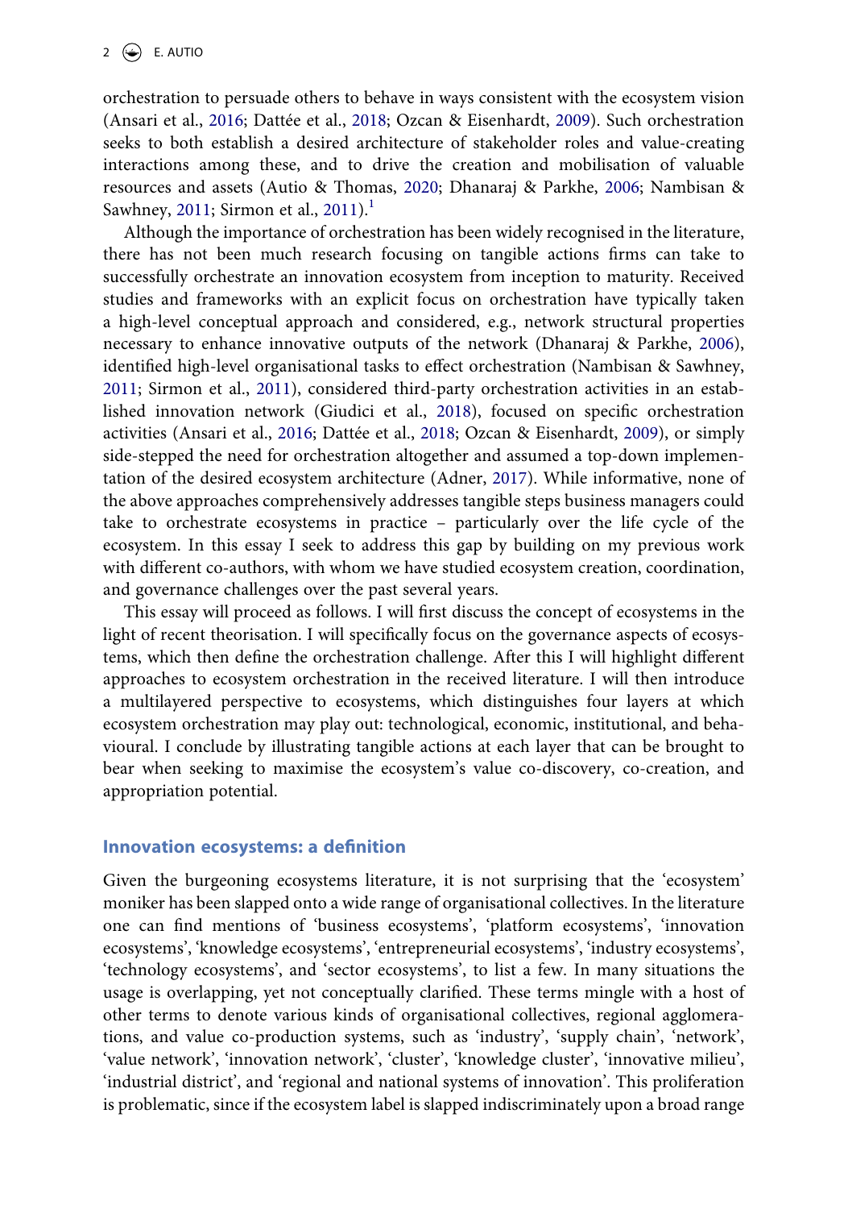orchestration to persuade others to behave in ways consistent with the ecosystem vision (Ansari et al., 2016; Dattée et al., 2018; Ozcan & Eisenhardt, 2009). Such orchestration seeks to both establish a desired architecture of stakeholder roles and value-creating interactions among these, and to drive the creation and mobilisation of valuable resources and assets (Autio & Thomas, 2020; Dhanaraj & Parkhe, 2006; Nambisan & Sawhney, 2011; Sirmon et al., 2011).[1]

Although the importance of orchestration has been widely recognised in the literature, there has not been much research focusing on tangible actions firms can take to successfully orchestrate an innovation ecosystem from inception to maturity. Received studies and frameworks with an explicit focus on orchestration have typically taken a high-level conceptual approach and considered, e.g., network structural properties necessary to enhance innovative outputs of the network (Dhanaraj & Parkhe, 2006), identified high-level organisational tasks to effect orchestration (Nambisan & Sawhney, 2011; Sirmon et al., 2011), considered third-party orchestration activities in an established innovation network (Giudici et al., 2018), focused on specific orchestration activities (Ansari et al., 2016; Dattée et al., 2018; Ozcan & Eisenhardt, 2009), or simply side-stepped the need for orchestration altogether and assumed a top-down implementation of the desired ecosystem architecture (Adner, 2017). While informative, none of the above approaches comprehensively addresses tangible steps business managers could take to orchestrate ecosystems in practice – particularly over the life cycle of the ecosystem. In this essay I seek to address this gap by building on my previous work with different co-authors, with whom we have studied ecosystem creation, coordination, and governance challenges over the past several years.

This essay will proceed as follows. I will first discuss the concept of ecosystems in the light of recent theorisation. I will specifically focus on the governance aspects of ecosystems, which then define the orchestration challenge. After this I will highlight different approaches to ecosystem orchestration in the received literature. I will then introduce a multilayered perspective to ecosystems, which distinguishes four layers at which ecosystem orchestration may play out: technological, economic, institutional, and behavioural. I conclude by illustrating tangible actions at each layer that can be brought to bear when seeking to maximise the ecosystem's value co-discovery, co-creation, and appropriation potential.

## Innovation ecosystems: a definition

Given the burgeoning ecosystems literature, it is not surprising that the 'ecosystem' moniker has been slapped onto a wide range of organisational collectives. In the literature one can find mentions of 'business ecosystems', 'platform ecosystems', 'innovation ecosystems', 'knowledge ecosystems', 'entrepreneurial ecosystems', 'industry ecosystems', 'technology ecosystems', and 'sector ecosystems', to list a few. In many situations the usage is overlapping, yet not conceptually clarified. These terms mingle with a host of other terms to denote various kinds of organisational collectives, regional agglomerations, and value co-production systems, such as 'industry', 'supply chain', 'network', 'value network', 'innovation network', 'cluster', 'knowledge cluster', 'innovative milieu', 'industrial district', and 'regional and national systems of innovation'. This proliferation is problematic, since if the ecosystem label is slapped indiscriminately upon a broad range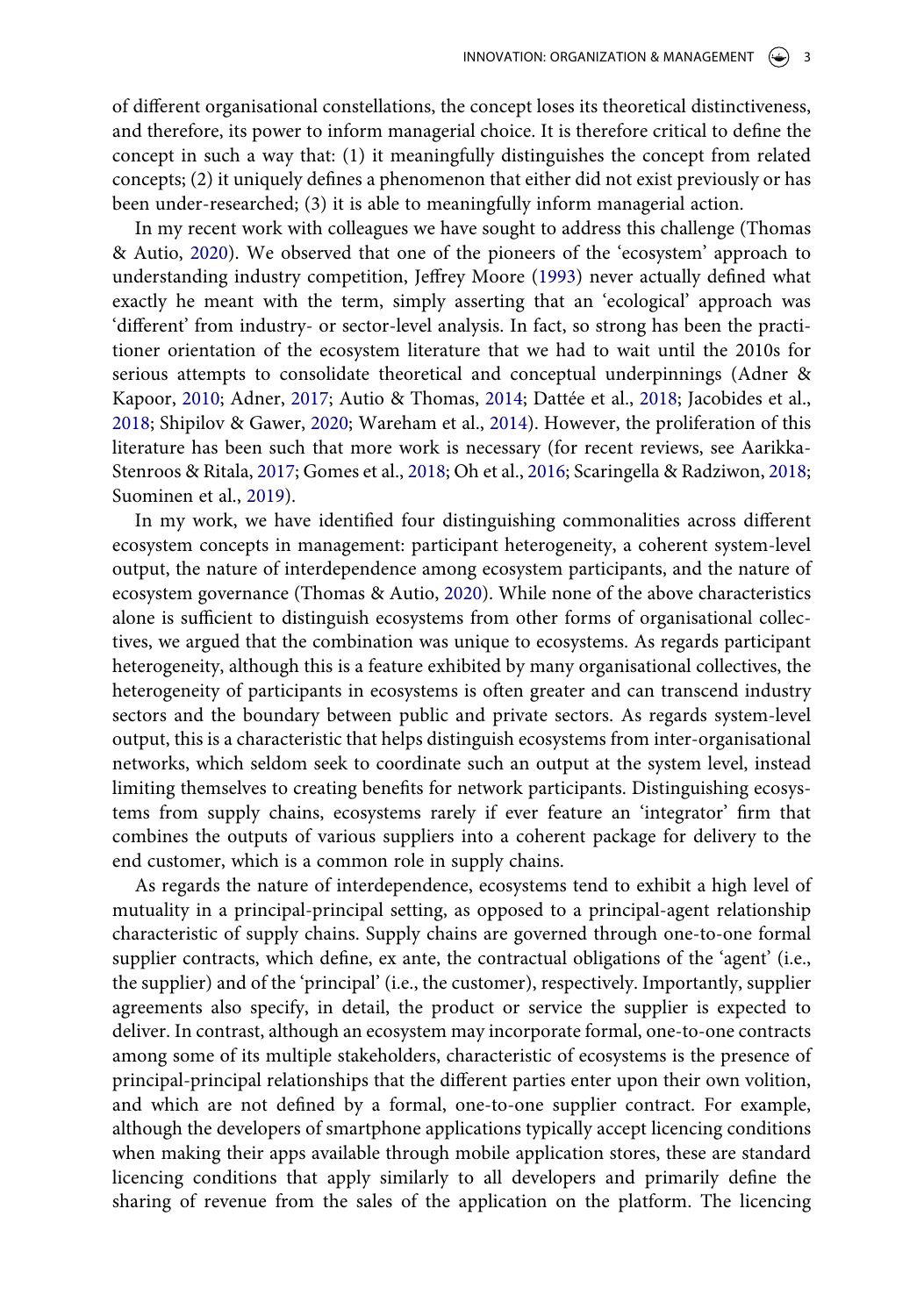of different organisational constellations, the concept loses its theoretical distinctiveness, and therefore, its power to inform managerial choice. It is therefore critical to define the concept in such a way that: (1) it meaningfully distinguishes the concept from related concepts; (2) it uniquely defines a phenomenon that either did not exist previously or has been under-researched; (3) it is able to meaningfully inform managerial action.

In my recent work with colleagues we have sought to address this challenge (Thomas & Autio, 2020). We observed that one of the pioneers of the 'ecosystem' approach to understanding industry competition, Jeffrey Moore (1993) never actually defined what exactly he meant with the term, simply asserting that an 'ecological' approach was 'different' from industry- or sector-level analysis. In fact, so strong has been the practitioner orientation of the ecosystem literature that we had to wait until the 2010s for serious attempts to consolidate theoretical and conceptual underpinnings (Adner & Kapoor, 2010; Adner, 2017; Autio & Thomas, 2014; Dattée et al., 2018; Jacobides et al., 2018; Shipilov & Gawer, 2020; Wareham et al., 2014). However, the proliferation of this literature has been such that more work is necessary (for recent reviews, see Aarikka-Stenroos & Ritala, 2017; Gomes et al., 2018; Oh et al., 2016; Scaringella & Radziwon, 2018; Suominen et al., 2019).

In my work, we have identified four distinguishing commonalities across different ecosystem concepts in management: participant heterogeneity, a coherent system-level output, the nature of interdependence among ecosystem participants, and the nature of ecosystem governance (Thomas & Autio, 2020). While none of the above characteristics alone is sufficient to distinguish ecosystems from other forms of organisational collectives, we argued that the combination was unique to ecosystems. As regards participant heterogeneity, although this is a feature exhibited by many organisational collectives, the heterogeneity of participants in ecosystems is often greater and can transcend industry sectors and the boundary between public and private sectors. As regards system-level output, this is a characteristic that helps distinguish ecosystems from inter-organisational networks, which seldom seek to coordinate such an output at the system level, instead limiting themselves to creating benefits for network participants. Distinguishing ecosystems from supply chains, ecosystems rarely if ever feature an 'integrator' firm that combines the outputs of various suppliers into a coherent package for delivery to the end customer, which is a common role in supply chains.

As regards the nature of interdependence, ecosystems tend to exhibit a high level of mutuality in a principal-principal setting, as opposed to a principal-agent relationship characteristic of supply chains. Supply chains are governed through one-to-one formal supplier contracts, which define, ex ante, the contractual obligations of the 'agent' (i.e., the supplier) and of the 'principal' (i.e., the customer), respectively. Importantly, supplier agreements also specify, in detail, the product or service the supplier is expected to deliver. In contrast, although an ecosystem may incorporate formal, one-to-one contracts among some of its multiple stakeholders, characteristic of ecosystems is the presence of principal-principal relationships that the different parties enter upon their own volition, and which are not defined by a formal, one-to-one supplier contract. For example, although the developers of smartphone applications typically accept licencing conditions when making their apps available through mobile application stores, these are standard licencing conditions that apply similarly to all developers and primarily define the sharing of revenue from the sales of the application on the platform. The licencing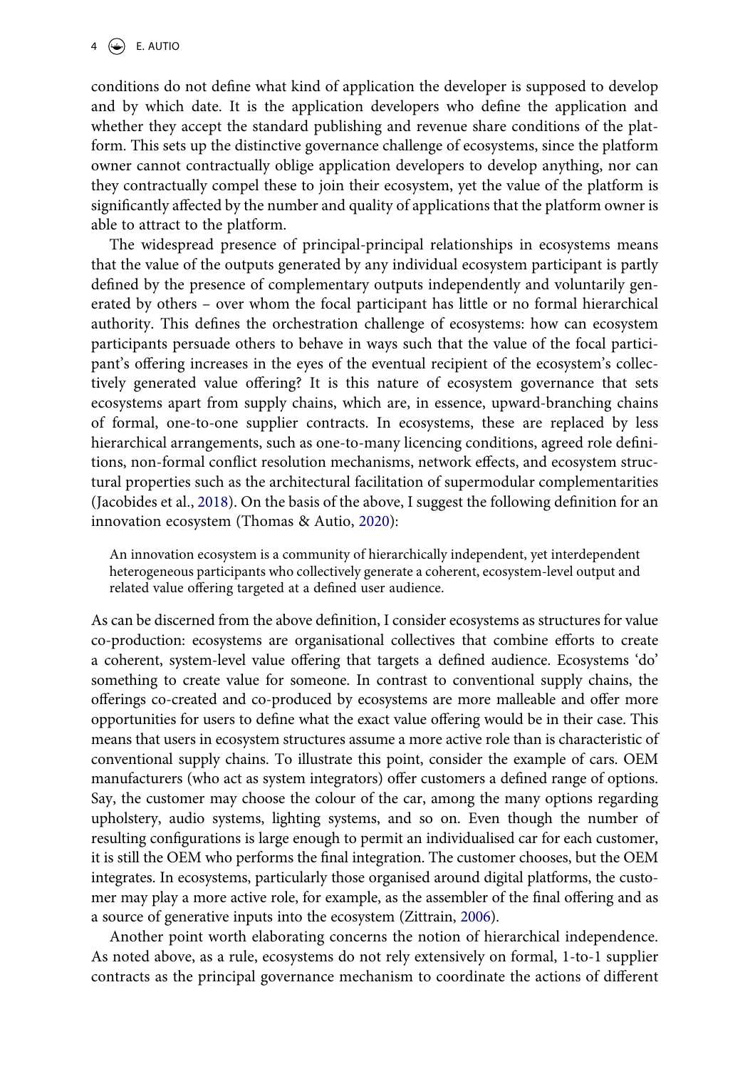conditions do not define what kind of application the developer is supposed to develop and by which date. It is the application developers who define the application and whether they accept the standard publishing and revenue share conditions of the platform. This sets up the distinctive governance challenge of ecosystems, since the platform owner cannot contractually oblige application developers to develop anything, nor can they contractually compel these to join their ecosystem, yet the value of the platform is significantly affected by the number and quality of applications that the platform owner is able to attract to the platform.

The widespread presence of principal-principal relationships in ecosystems means that the value of the outputs generated by any individual ecosystem participant is partly defined by the presence of complementary outputs independently and voluntarily generated by others – over whom the focal participant has little or no formal hierarchical authority. This defines the orchestration challenge of ecosystems: how can ecosystem participants persuade others to behave in ways such that the value of the focal participant's offering increases in the eyes of the eventual recipient of the ecosystem's collectively generated value offering? It is this nature of ecosystem governance that sets ecosystems apart from supply chains, which are, in essence, upward-branching chains of formal, one-to-one supplier contracts. In ecosystems, these are replaced by less hierarchical arrangements, such as one-to-many licencing conditions, agreed role definitions, non-formal conflict resolution mechanisms, network effects, and ecosystem structural properties such as the architectural facilitation of supermodular complementarities (Jacobides et al., 2018). On the basis of the above, I suggest the following definition for an innovation ecosystem (Thomas & Autio, 2020):

> An innovation ecosystem is a community of hierarchically independent, yet interdependent heterogeneous participants who collectively generate a coherent, ecosystem-level output and related value offering targeted at a defined user audience.

As can be discerned from the above definition, I consider ecosystems as structures for value co-production: ecosystems are organisational collectives that combine efforts to create a coherent, system-level value offering that targets a defined audience. Ecosystems 'do' something to create value for someone. In contrast to conventional supply chains, the offerings co-created and co-produced by ecosystems are more malleable and offer more opportunities for users to define what the exact value offering would be in their case. This means that users in ecosystem structures assume a more active role than is characteristic of conventional supply chains. To illustrate this point, consider the example of cars. OEM manufacturers (who act as system integrators) offer customers a defined range of options. Say, the customer may choose the colour of the car, among the many options regarding upholstery, audio systems, lighting systems, and so on. Even though the number of resulting configurations is large enough to permit an individualised car for each customer, it is still the OEM who performs the final integration. The customer chooses, but the OEM integrates. In ecosystems, particularly those organised around digital platforms, the customer may play a more active role, for example, as the assembler of the final offering and as a source of generative inputs into the ecosystem (Zittrain, 2006).

Another point worth elaborating concerns the notion of hierarchical independence. As noted above, as a rule, ecosystems do not rely extensively on formal, 1-to-1 supplier contracts as the principal governance mechanism to coordinate the actions of different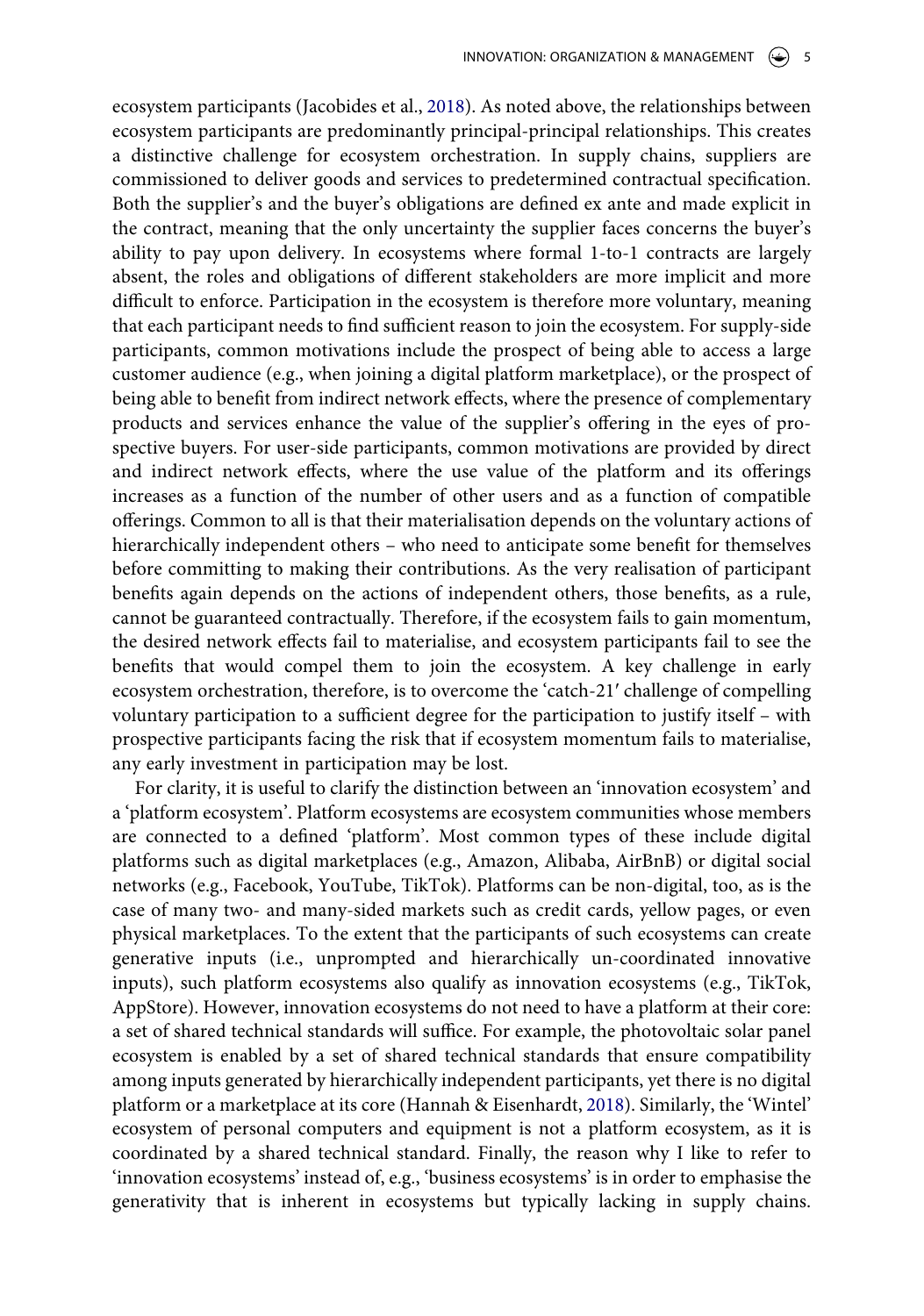ecosystem participants (Jacobides et al., 2018). As noted above, the relationships between ecosystem participants are predominantly principal-principal relationships. This creates a distinctive challenge for ecosystem orchestration. In supply chains, suppliers are commissioned to deliver goods and services to predetermined contractual specification. Both the supplier's and the buyer's obligations are defined ex ante and made explicit in the contract, meaning that the only uncertainty the supplier faces concerns the buyer's ability to pay upon delivery. In ecosystems where formal 1-to-1 contracts are largely absent, the roles and obligations of different stakeholders are more implicit and more difficult to enforce. Participation in the ecosystem is therefore more voluntary, meaning that each participant needs to find sufficient reason to join the ecosystem. For supply-side participants, common motivations include the prospect of being able to access a large customer audience (e.g., when joining a digital platform marketplace), or the prospect of being able to benefit from indirect network effects, where the presence of complementary products and services enhance the value of the supplier's offering in the eyes of prospective buyers. For user-side participants, common motivations are provided by direct and indirect network effects, where the use value of the platform and its offerings increases as a function of the number of other users and as a function of compatible offerings. Common to all is that their materialisation depends on the voluntary actions of hierarchically independent others – who need to anticipate some benefit for themselves before committing to making their contributions. As the very realisation of participant benefits again depends on the actions of independent others, those benefits, as a rule, cannot be guaranteed contractually. Therefore, if the ecosystem fails to gain momentum, the desired network effects fail to materialise, and ecosystem participants fail to see the benefits that would compel them to join the ecosystem. A key challenge in early ecosystem orchestration, therefore, is to overcome the 'catch-21′ challenge of compelling voluntary participation to a sufficient degree for the participation to justify itself – with prospective participants facing the risk that if ecosystem momentum fails to materialise, any early investment in participation may be lost.

For clarity, it is useful to clarify the distinction between an 'innovation ecosystem' and a 'platform ecosystem'. Platform ecosystems are ecosystem communities whose members are connected to a defined 'platform'. Most common types of these include digital platforms such as digital marketplaces (e.g., Amazon, Alibaba, AirBnB) or digital social networks (e.g., Facebook, YouTube, TikTok). Platforms can be non-digital, too, as is the case of many two- and many-sided markets such as credit cards, yellow pages, or even physical marketplaces. To the extent that the participants of such ecosystems can create generative inputs (i.e., unprompted and hierarchically un-coordinated innovative inputs), such platform ecosystems also qualify as innovation ecosystems (e.g., TikTok, AppStore). However, innovation ecosystems do not need to have a platform at their core: a set of shared technical standards will suffice. For example, the photovoltaic solar panel ecosystem is enabled by a set of shared technical standards that ensure compatibility among inputs generated by hierarchically independent participants, yet there is no digital platform or a marketplace at its core (Hannah & Eisenhardt, 2018). Similarly, the 'Wintel' ecosystem of personal computers and equipment is not a platform ecosystem, as it is coordinated by a shared technical standard. Finally, the reason why I like to refer to 'innovation ecosystems' instead of, e.g., 'business ecosystems' is in order to emphasise the generativity that is inherent in ecosystems but typically lacking in supply chains.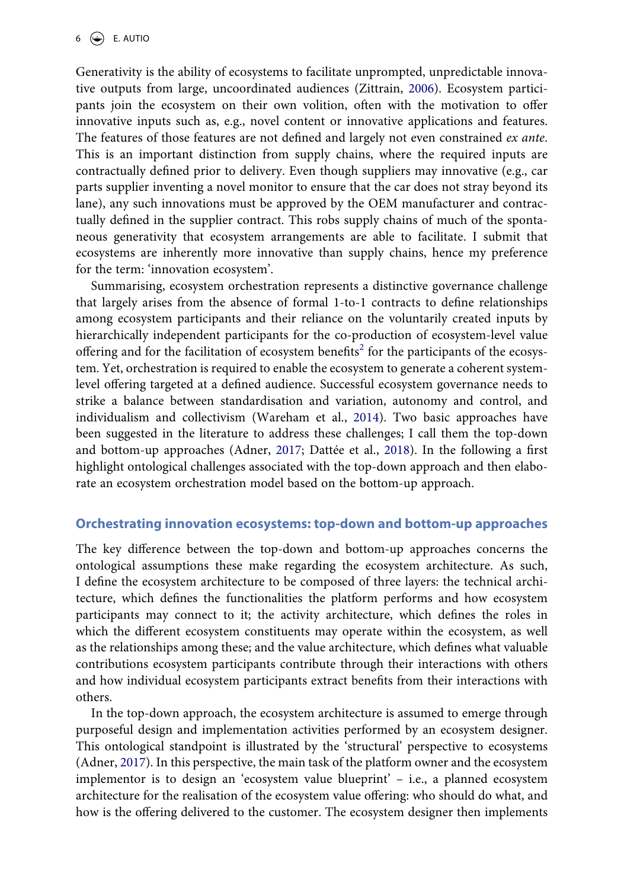Generativity is the ability of ecosystems to facilitate unprompted, unpredictable innovative outputs from large, uncoordinated audiences (Zittrain, 2006). Ecosystem participants join the ecosystem on their own volition, often with the motivation to offer innovative inputs such as, e.g., novel content or innovative applications and features. The features of those features are not defined and largely not even constrained *ex ante*. This is an important distinction from supply chains, where the required inputs are contractually defined prior to delivery. Even though suppliers may innovative (e.g., car parts supplier inventing a novel monitor to ensure that the car does not stray beyond its lane), any such innovations must be approved by the OEM manufacturer and contractually defined in the supplier contract. This robs supply chains of much of the spontaneous generativity that ecosystem arrangements are able to facilitate. I submit that ecosystems are inherently more innovative than supply chains, hence my preference for the term: 'innovation ecosystem'.

Summarising, ecosystem orchestration represents a distinctive governance challenge that largely arises from the absence of formal 1-to-1 contracts to define relationships among ecosystem participants and their reliance on the voluntarily created inputs by hierarchically independent participants for the co-production of ecosystem-level value offering and for the facilitation of ecosystem benefits[2] for the participants of the ecosystem. Yet, orchestration is required to enable the ecosystem to generate a coherent system-level offering targeted at a defined audience. Successful ecosystem governance needs to strike a balance between standardisation and variation, autonomy and control, and individualism and collectivism (Wareham et al., 2014). Two basic approaches have been suggested in the literature to address these challenges; I call them the top-down and bottom-up approaches (Adner, 2017; Dattée et al., 2018). In the following a first highlight ontological challenges associated with the top-down approach and then elaborate an ecosystem orchestration model based on the bottom-up approach.

## Orchestrating innovation ecosystems: top-down and bottom-up approaches

The key difference between the top-down and bottom-up approaches concerns the ontological assumptions these make regarding the ecosystem architecture. As such, I define the ecosystem architecture to be composed of three layers: the technical architecture, which defines the functionalities the platform performs and how ecosystem participants may connect to it; the activity architecture, which defines the roles in which the different ecosystem constituents may operate within the ecosystem, as well as the relationships among these; and the value architecture, which defines what valuable contributions ecosystem participants contribute through their interactions with others and how individual ecosystem participants extract benefits from their interactions with others.

In the top-down approach, the ecosystem architecture is assumed to emerge through purposeful design and implementation activities performed by an ecosystem designer. This ontological standpoint is illustrated by the 'structural' perspective to ecosystems (Adner, 2017). In this perspective, the main task of the platform owner and the ecosystem implementor is to design an 'ecosystem value blueprint' – i.e., a planned ecosystem architecture for the realisation of the ecosystem value offering: who should do what, and how is the offering delivered to the customer. The ecosystem designer then implements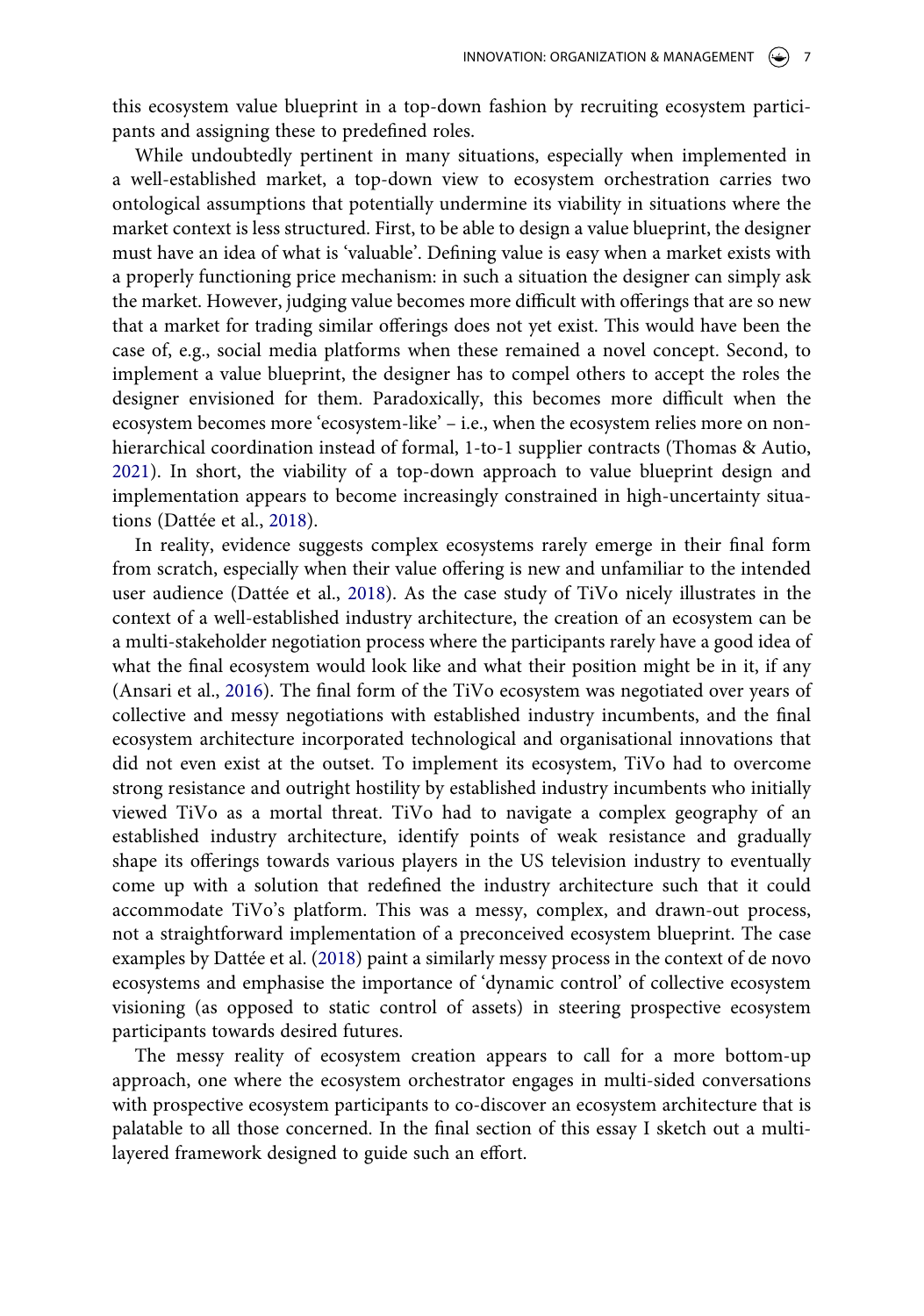this ecosystem value blueprint in a top-down fashion by recruiting ecosystem participants and assigning these to predefined roles.

While undoubtedly pertinent in many situations, especially when implemented in a well-established market, a top-down view to ecosystem orchestration carries two ontological assumptions that potentially undermine its viability in situations where the market context is less structured. First, to be able to design a value blueprint, the designer must have an idea of what is 'valuable'. Defining value is easy when a market exists with a properly functioning price mechanism: in such a situation the designer can simply ask the market. However, judging value becomes more difficult with offerings that are so new that a market for trading similar offerings does not yet exist. This would have been the case of, e.g., social media platforms when these remained a novel concept. Second, to implement a value blueprint, the designer has to compel others to accept the roles the designer envisioned for them. Paradoxically, this becomes more difficult when the ecosystem becomes more 'ecosystem-like' – i.e., when the ecosystem relies more on non-hierarchical coordination instead of formal, 1-to-1 supplier contracts (Thomas & Autio, 2021). In short, the viability of a top-down approach to value blueprint design and implementation appears to become increasingly constrained in high-uncertainty situations (Dattée et al., 2018).

In reality, evidence suggests complex ecosystems rarely emerge in their final form from scratch, especially when their value offering is new and unfamiliar to the intended user audience (Dattée et al., 2018). As the case study of TiVo nicely illustrates in the context of a well-established industry architecture, the creation of an ecosystem can be a multi-stakeholder negotiation process where the participants rarely have a good idea of what the final ecosystem would look like and what their position might be in it, if any (Ansari et al., 2016). The final form of the TiVo ecosystem was negotiated over years of collective and messy negotiations with established industry incumbents, and the final ecosystem architecture incorporated technological and organisational innovations that did not even exist at the outset. To implement its ecosystem, TiVo had to overcome strong resistance and outright hostility by established industry incumbents who initially viewed TiVo as a mortal threat. TiVo had to navigate a complex geography of an established industry architecture, identify points of weak resistance and gradually shape its offerings towards various players in the US television industry to eventually come up with a solution that redefined the industry architecture such that it could accommodate TiVo's platform. This was a messy, complex, and drawn-out process, not a straightforward implementation of a preconceived ecosystem blueprint. The case examples by Dattée et al. (2018) paint a similarly messy process in the context of de novo ecosystems and emphasise the importance of 'dynamic control' of collective ecosystem visioning (as opposed to static control of assets) in steering prospective ecosystem participants towards desired futures.

The messy reality of ecosystem creation appears to call for a more bottom-up approach, one where the ecosystem orchestrator engages in multi-sided conversations with prospective ecosystem participants to co-discover an ecosystem architecture that is palatable to all those concerned. In the final section of this essay I sketch out a multi-layered framework designed to guide such an effort.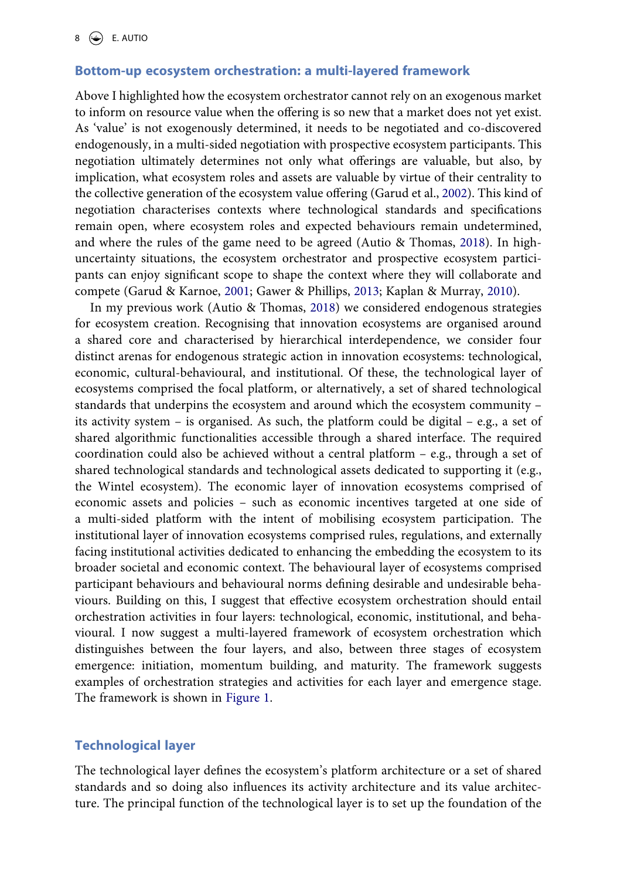## Bottom-up ecosystem orchestration: a multi-layered framework

Above I highlighted how the ecosystem orchestrator cannot rely on an exogenous market to inform on resource value when the offering is so new that a market does not yet exist. As 'value' is not exogenously determined, it needs to be negotiated and co-discovered endogenously, in a multi-sided negotiation with prospective ecosystem participants. This negotiation ultimately determines not only what offerings are valuable, but also, by implication, what ecosystem roles and assets are valuable by virtue of their centrality to the collective generation of the ecosystem value offering (Garud et al., 2002). This kind of negotiation characterises contexts where technological standards and specifications remain open, where ecosystem roles and expected behaviours remain undetermined, and where the rules of the game need to be agreed (Autio & Thomas, 2018). In high-uncertainty situations, the ecosystem orchestrator and prospective ecosystem participants can enjoy significant scope to shape the context where they will collaborate and compete (Garud & Karnoe, 2001; Gawer & Phillips, 2013; Kaplan & Murray, 2010).

In my previous work (Autio & Thomas, 2018) we considered endogenous strategies for ecosystem creation. Recognising that innovation ecosystems are organised around a shared core and characterised by hierarchical interdependence, we consider four distinct arenas for endogenous strategic action in innovation ecosystems: technological, economic, cultural-behavioural, and institutional. Of these, the technological layer of ecosystems comprised the focal platform, or alternatively, a set of shared technological standards that underpins the ecosystem and around which the ecosystem community – its activity system – is organised. As such, the platform could be digital – e.g., a set of shared algorithmic functionalities accessible through a shared interface. The required coordination could also be achieved without a central platform – e.g., through a set of shared technological standards and technological assets dedicated to supporting it (e.g., the Wintel ecosystem). The economic layer of innovation ecosystems comprised of economic assets and policies – such as economic incentives targeted at one side of a multi-sided platform with the intent of mobilising ecosystem participation. The institutional layer of innovation ecosystems comprised rules, regulations, and externally facing institutional activities dedicated to enhancing the embedding the ecosystem to its broader societal and economic context. The behavioural layer of ecosystems comprised participant behaviours and behavioural norms defining desirable and undesirable behaviours. Building on this, I suggest that effective ecosystem orchestration should entail orchestration activities in four layers: technological, economic, institutional, and behavioural. I now suggest a multi-layered framework of ecosystem orchestration which distinguishes between the four layers, and also, between three stages of ecosystem emergence: initiation, momentum building, and maturity. The framework suggests examples of orchestration strategies and activities for each layer and emergence stage. The framework is shown in Figure 1.

### Technological layer

The technological layer defines the ecosystem's platform architecture or a set of shared standards and so doing also influences its activity architecture and its value architecture. The principal function of the technological layer is to set up the foundation of the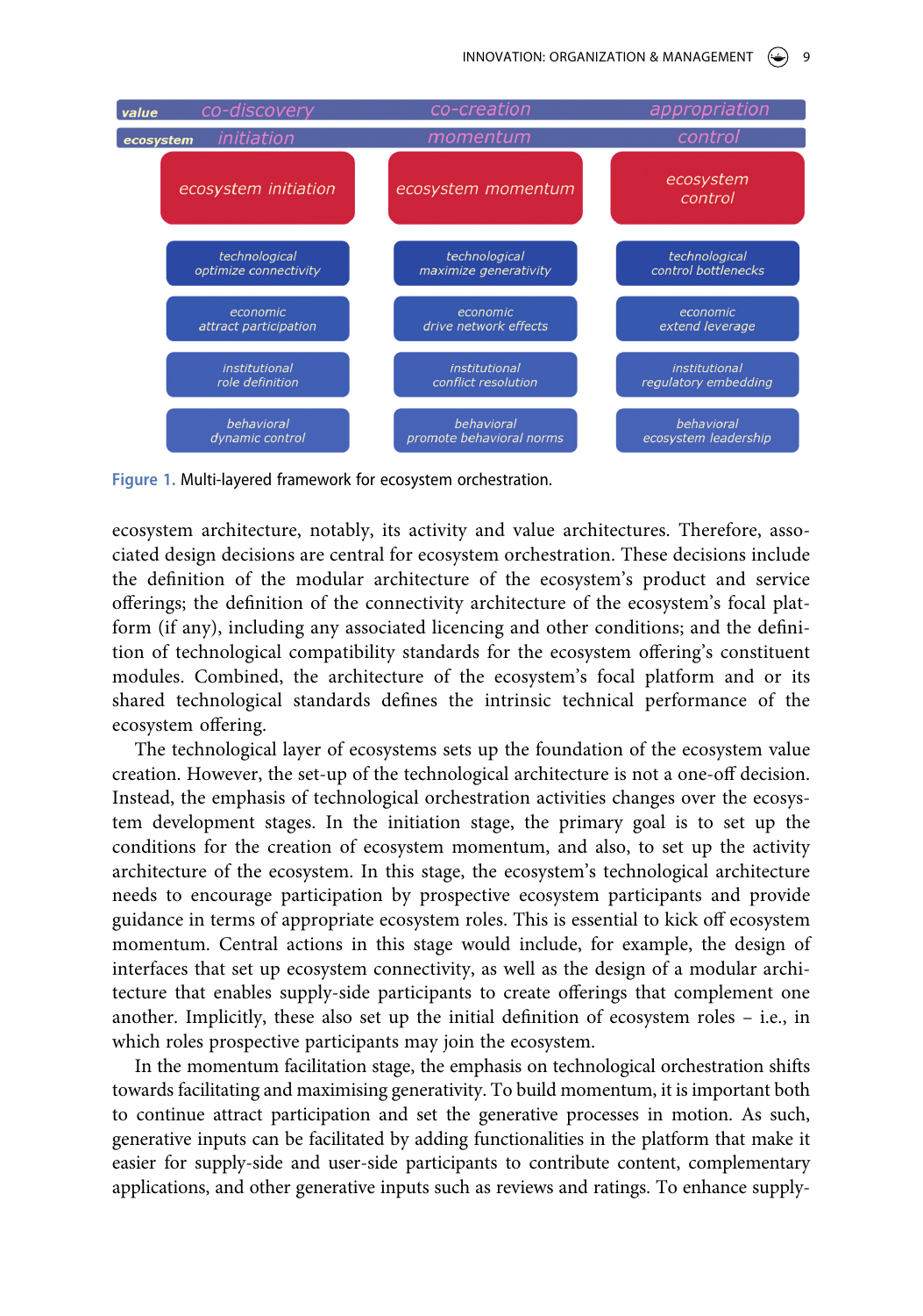| value | co-discovery | co-creation | appropriation |
|---|---|---|---|
| ecosystem | initiation | momentum | control |
| | ecosystem initiation | ecosystem momentum | ecosystem control |
| | technological optimize connectivity | technological maximize generativity | technological control bottlenecks |
| | economic attract participation | economic drive network effects | economic extend leverage |
| | institutional role definition | institutional conflict resolution | institutional regulatory embedding |
| | behavioral dynamic control | behavioral promote behavioral norms | behavioral ecosystem leadership |

**Figure 1.** Multi-layered framework for ecosystem orchestration.

ecosystem architecture, notably, its activity and value architectures. Therefore, associated design decisions are central for ecosystem orchestration. These decisions include the definition of the modular architecture of the ecosystem's product and service offerings; the definition of the connectivity architecture of the ecosystem's focal platform (if any), including any associated licencing and other conditions; and the definition of technological compatibility standards for the ecosystem offering's constituent modules. Combined, the architecture of the ecosystem's focal platform and or its shared technological standards defines the intrinsic technical performance of the ecosystem offering.

The technological layer of ecosystems sets up the foundation of the ecosystem value creation. However, the set-up of the technological architecture is not a one-off decision. Instead, the emphasis of technological orchestration activities changes over the ecosystem development stages. In the initiation stage, the primary goal is to set up the conditions for the creation of ecosystem momentum, and also, to set up the activity architecture of the ecosystem. In this stage, the ecosystem's technological architecture needs to encourage participation by prospective ecosystem participants and provide guidance in terms of appropriate ecosystem roles. This is essential to kick off ecosystem momentum. Central actions in this stage would include, for example, the design of interfaces that set up ecosystem connectivity, as well as the design of a modular architecture that enables supply-side participants to create offerings that complement one another. Implicitly, these also set up the initial definition of ecosystem roles – i.e., in which roles prospective participants may join the ecosystem.

In the momentum facilitation stage, the emphasis on technological orchestration shifts towards facilitating and maximising generativity. To build momentum, it is important both to continue attract participation and set the generative processes in motion. As such, generative inputs can be facilitated by adding functionalities in the platform that make it easier for supply-side and user-side participants to contribute content, complementary applications, and other generative inputs such as reviews and ratings. To enhance supply-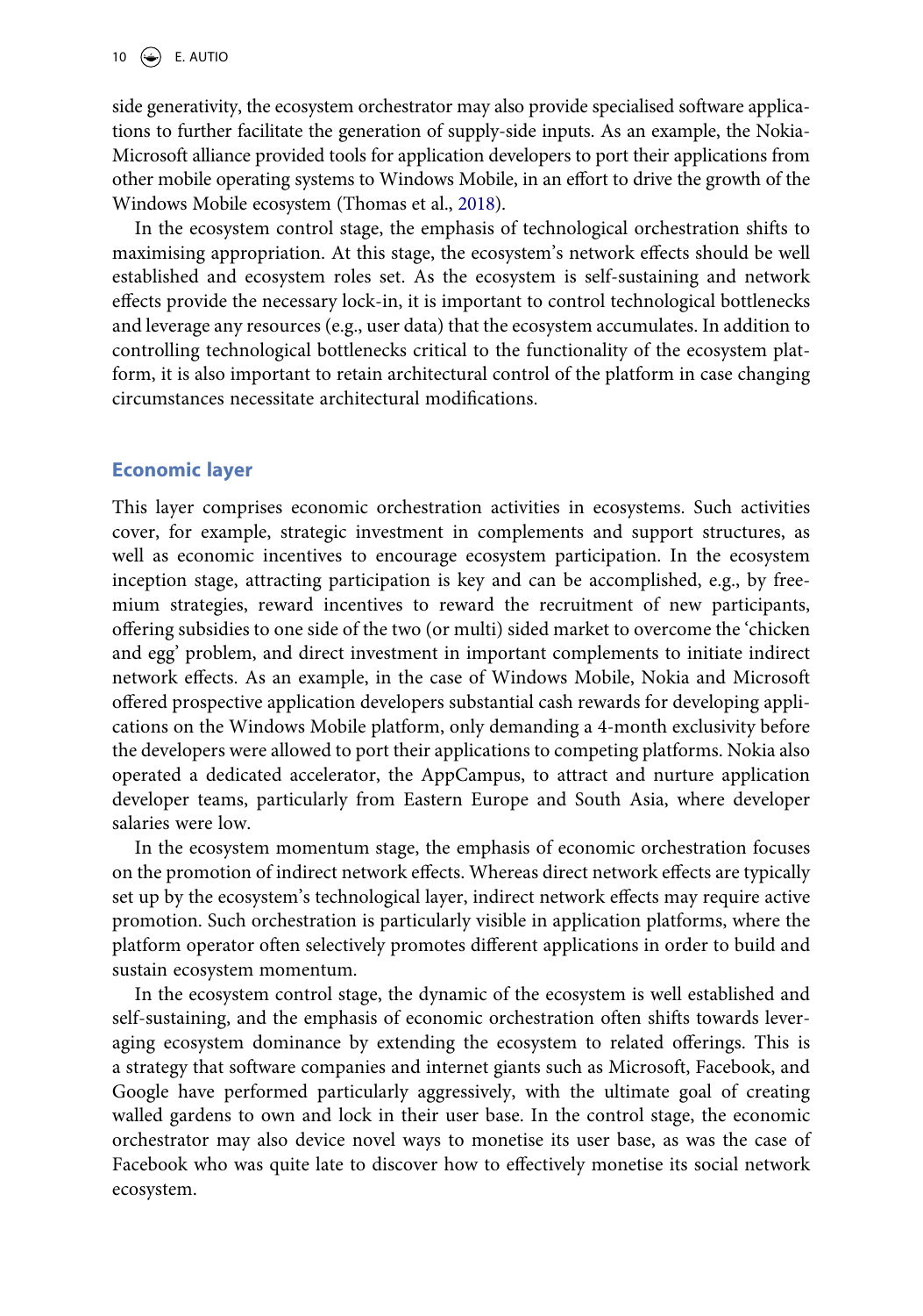side generativity, the ecosystem orchestrator may also provide specialised software applications to further facilitate the generation of supply-side inputs. As an example, the Nokia-Microsoft alliance provided tools for application developers to port their applications from other mobile operating systems to Windows Mobile, in an effort to drive the growth of the Windows Mobile ecosystem (Thomas et al., 2018).

In the ecosystem control stage, the emphasis of technological orchestration shifts to maximising appropriation. At this stage, the ecosystem's network effects should be well established and ecosystem roles set. As the ecosystem is self-sustaining and network effects provide the necessary lock-in, it is important to control technological bottlenecks and leverage any resources (e.g., user data) that the ecosystem accumulates. In addition to controlling technological bottlenecks critical to the functionality of the ecosystem platform, it is also important to retain architectural control of the platform in case changing circumstances necessitate architectural modifications.

## Economic layer

This layer comprises economic orchestration activities in ecosystems. Such activities cover, for example, strategic investment in complements and support structures, as well as economic incentives to encourage ecosystem participation. In the ecosystem inception stage, attracting participation is key and can be accomplished, e.g., by freemium strategies, reward incentives to reward the recruitment of new participants, offering subsidies to one side of the two (or multi) sided market to overcome the 'chicken and egg' problem, and direct investment in important complements to initiate indirect network effects. As an example, in the case of Windows Mobile, Nokia and Microsoft offered prospective application developers substantial cash rewards for developing applications on the Windows Mobile platform, only demanding a 4-month exclusivity before the developers were allowed to port their applications to competing platforms. Nokia also operated a dedicated accelerator, the AppCampus, to attract and nurture application developer teams, particularly from Eastern Europe and South Asia, where developer salaries were low.

In the ecosystem momentum stage, the emphasis of economic orchestration focuses on the promotion of indirect network effects. Whereas direct network effects are typically set up by the ecosystem's technological layer, indirect network effects may require active promotion. Such orchestration is particularly visible in application platforms, where the platform operator often selectively promotes different applications in order to build and sustain ecosystem momentum.

In the ecosystem control stage, the dynamic of the ecosystem is well established and self-sustaining, and the emphasis of economic orchestration often shifts towards leveraging ecosystem dominance by extending the ecosystem to related offerings. This is a strategy that software companies and internet giants such as Microsoft, Facebook, and Google have performed particularly aggressively, with the ultimate goal of creating walled gardens to own and lock in their user base. In the control stage, the economic orchestrator may also device novel ways to monetise its user base, as was the case of Facebook who was quite late to discover how to effectively monetise its social network ecosystem.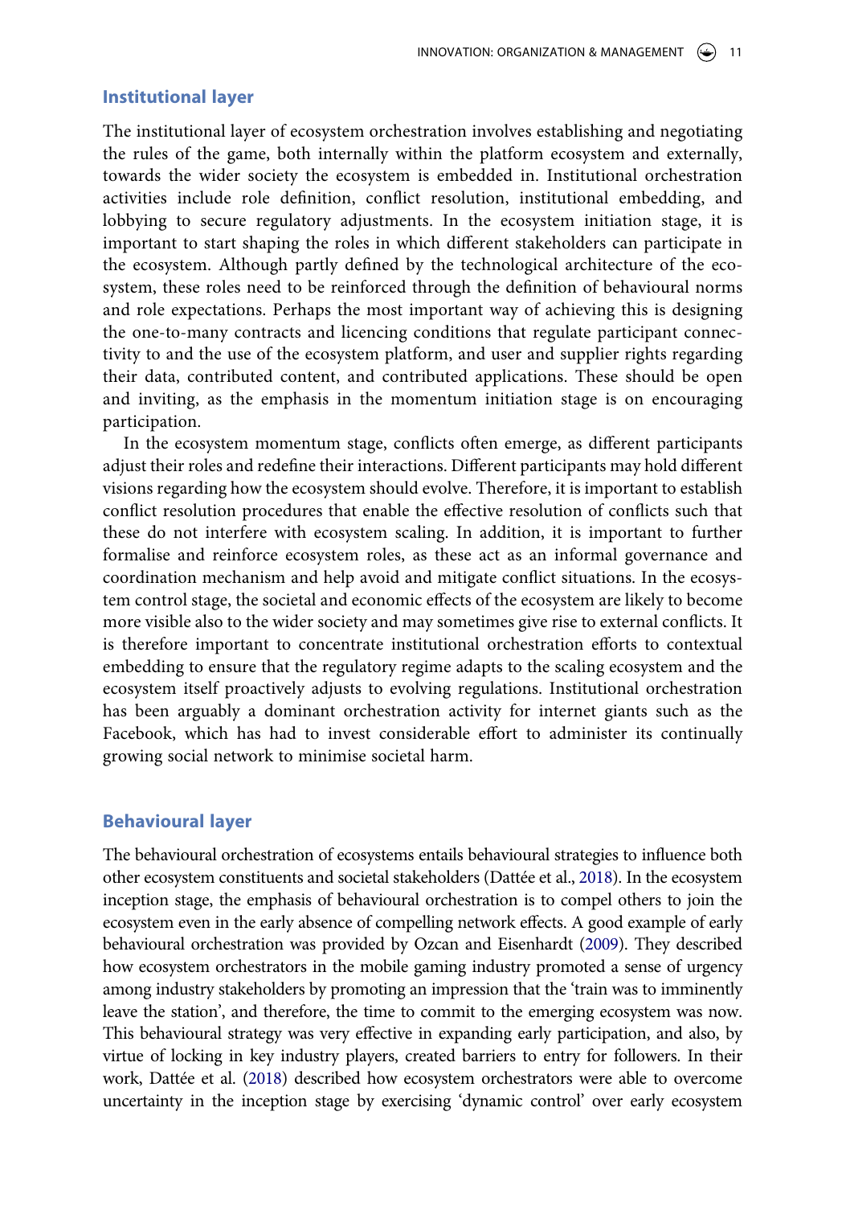## Institutional layer

The institutional layer of ecosystem orchestration involves establishing and negotiating the rules of the game, both internally within the platform ecosystem and externally, towards the wider society the ecosystem is embedded in. Institutional orchestration activities include role definition, conflict resolution, institutional embedding, and lobbying to secure regulatory adjustments. In the ecosystem initiation stage, it is important to start shaping the roles in which different stakeholders can participate in the ecosystem. Although partly defined by the technological architecture of the ecosystem, these roles need to be reinforced through the definition of behavioural norms and role expectations. Perhaps the most important way of achieving this is designing the one-to-many contracts and licencing conditions that regulate participant connectivity to and the use of the ecosystem platform, and user and supplier rights regarding their data, contributed content, and contributed applications. These should be open and inviting, as the emphasis in the momentum initiation stage is on encouraging participation.

In the ecosystem momentum stage, conflicts often emerge, as different participants adjust their roles and redefine their interactions. Different participants may hold different visions regarding how the ecosystem should evolve. Therefore, it is important to establish conflict resolution procedures that enable the effective resolution of conflicts such that these do not interfere with ecosystem scaling. In addition, it is important to further formalise and reinforce ecosystem roles, as these act as an informal governance and coordination mechanism and help avoid and mitigate conflict situations. In the ecosystem control stage, the societal and economic effects of the ecosystem are likely to become more visible also to the wider society and may sometimes give rise to external conflicts. It is therefore important to concentrate institutional orchestration efforts to contextual embedding to ensure that the regulatory regime adapts to the scaling ecosystem and the ecosystem itself proactively adjusts to evolving regulations. Institutional orchestration has been arguably a dominant orchestration activity for internet giants such as the Facebook, which has had to invest considerable effort to administer its continually growing social network to minimise societal harm.

## Behavioural layer

The behavioural orchestration of ecosystems entails behavioural strategies to influence both other ecosystem constituents and societal stakeholders (Dattée et al., 2018). In the ecosystem inception stage, the emphasis of behavioural orchestration is to compel others to join the ecosystem even in the early absence of compelling network effects. A good example of early behavioural orchestration was provided by Ozcan and Eisenhardt (2009). They described how ecosystem orchestrators in the mobile gaming industry promoted a sense of urgency among industry stakeholders by promoting an impression that the 'train was to imminently leave the station', and therefore, the time to commit to the emerging ecosystem was now. This behavioural strategy was very effective in expanding early participation, and also, by virtue of locking in key industry players, created barriers to entry for followers. In their work, Dattée et al. (2018) described how ecosystem orchestrators were able to overcome uncertainty in the inception stage by exercising 'dynamic control' over early ecosystem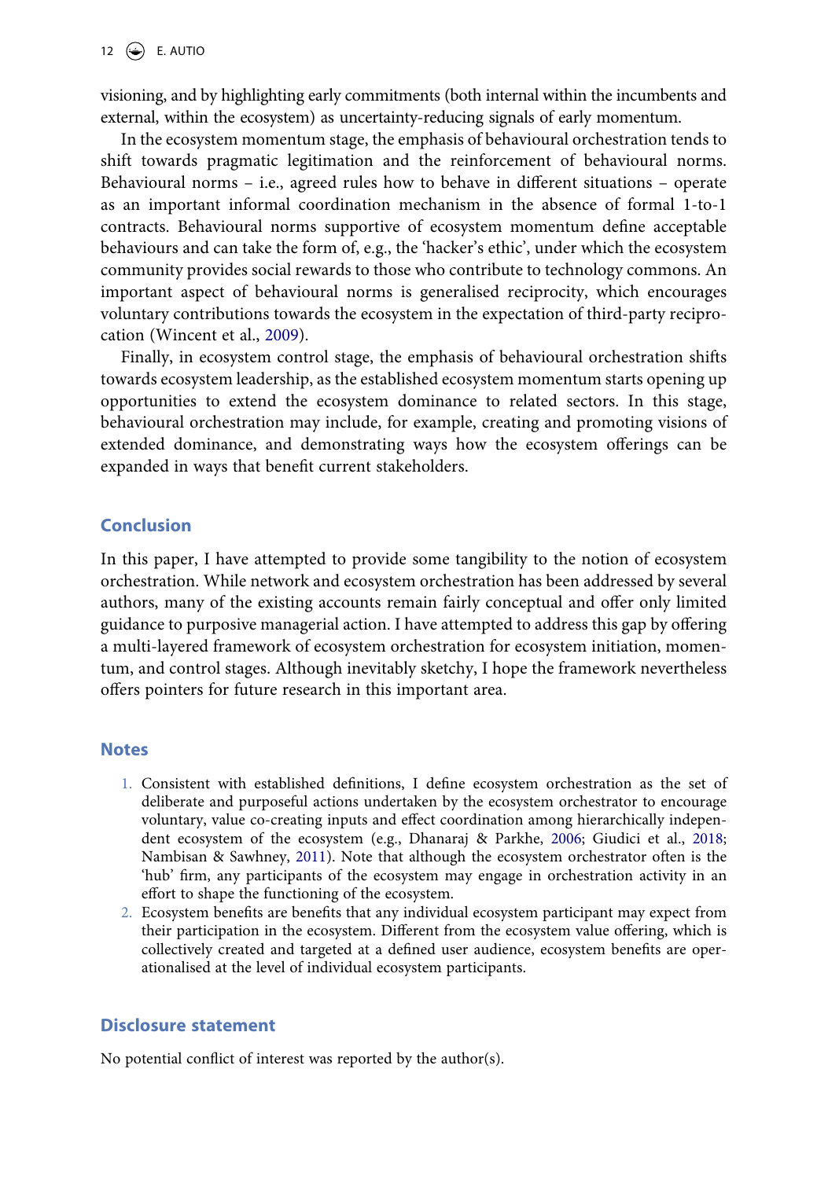visioning, and by highlighting early commitments (both internal within the incumbents and external, within the ecosystem) as uncertainty-reducing signals of early momentum.

In the ecosystem momentum stage, the emphasis of behavioural orchestration tends to shift towards pragmatic legitimation and the reinforcement of behavioural norms. Behavioural norms – i.e., agreed rules how to behave in different situations – operate as an important informal coordination mechanism in the absence of formal 1-to-1 contracts. Behavioural norms supportive of ecosystem momentum define acceptable behaviours and can take the form of, e.g., the 'hacker's ethic', under which the ecosystem community provides social rewards to those who contribute to technology commons. An important aspect of behavioural norms is generalised reciprocity, which encourages voluntary contributions towards the ecosystem in the expectation of third-party reciprocation (Wincent et al., 2009).

Finally, in ecosystem control stage, the emphasis of behavioural orchestration shifts towards ecosystem leadership, as the established ecosystem momentum starts opening up opportunities to extend the ecosystem dominance to related sectors. In this stage, behavioural orchestration may include, for example, creating and promoting visions of extended dominance, and demonstrating ways how the ecosystem offerings can be expanded in ways that benefit current stakeholders.

## Conclusion

In this paper, I have attempted to provide some tangibility to the notion of ecosystem orchestration. While network and ecosystem orchestration has been addressed by several authors, many of the existing accounts remain fairly conceptual and offer only limited guidance to purposive managerial action. I have attempted to address this gap by offering a multi-layered framework of ecosystem orchestration for ecosystem initiation, momentum, and control stages. Although inevitably sketchy, I hope the framework nevertheless offers pointers for future research in this important area.

## Notes

1. Consistent with established definitions, I define ecosystem orchestration as the set of deliberate and purposeful actions undertaken by the ecosystem orchestrator to encourage voluntary, value co-creating inputs and effect coordination among hierarchically independent ecosystem of the ecosystem (e.g., Dhanaraj & Parkhe, 2006; Giudici et al., 2018; Nambisan & Sawhney, 2011). Note that although the ecosystem orchestrator often is the 'hub' firm, any participants of the ecosystem may engage in orchestration activity in an effort to shape the functioning of the ecosystem.
2. Ecosystem benefits are benefits that any individual ecosystem participant may expect from their participation in the ecosystem. Different from the ecosystem value offering, which is collectively created and targeted at a defined user audience, ecosystem benefits are operationalised at the level of individual ecosystem participants.

## Disclosure statement

No potential conflict of interest was reported by the author(s).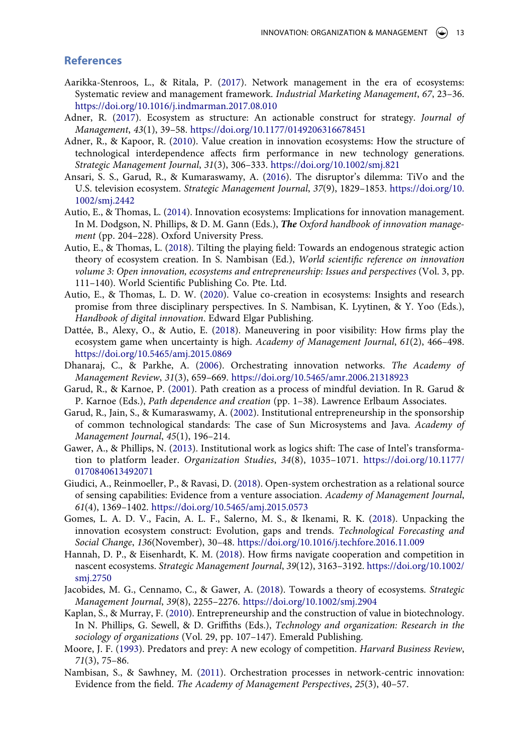## References

Aarikka-Stenroos, L., & Ritala, P. (2017). Network management in the era of ecosystems: Systematic review and management framework. *Industrial Marketing Management*, *67*, 23–36. https://doi.org/10.1016/j.indmarman.2017.08.010

Adner, R. (2017). Ecosystem as structure: An actionable construct for strategy. *Journal of Management*, *43*(1), 39–58. https://doi.org/10.1177/0149206316678451

Adner, R., & Kapoor, R. (2010). Value creation in innovation ecosystems: How the structure of technological interdependence affects firm performance in new technology generations. *Strategic Management Journal*, *31*(3), 306–333. https://doi.org/10.1002/smj.821

Ansari, S. S., Garud, R., & Kumaraswamy, A. (2016). The disruptor's dilemma: TiVo and the U.S. television ecosystem. *Strategic Management Journal*, *37*(9), 1829–1853. https://doi.org/10.1002/smj.2442

Autio, E., & Thomas, L. (2014). Innovation ecosystems: Implications for innovation management. In M. Dodgson, N. Phillips, & D. M. Gann (Eds.), ***The** Oxford handbook of innovation management* (pp. 204–228). Oxford University Press.

Autio, E., & Thomas, L. (2018). Tilting the playing field: Towards an endogenous strategic action theory of ecosystem creation. In S. Nambisan (Ed.), *World scientific reference on innovation volume 3: Open innovation, ecosystems and entrepreneurship: Issues and perspectives* (Vol. 3, pp. 111–140). World Scientific Publishing Co. Pte. Ltd.

Autio, E., & Thomas, L. D. W. (2020). Value co-creation in ecosystems: Insights and research promise from three disciplinary perspectives. In S. Nambisan, K. Lyytinen, & Y. Yoo (Eds.), *Handbook of digital innovation*. Edward Elgar Publishing.

Dattée, B., Alexy, O., & Autio, E. (2018). Maneuvering in poor visibility: How firms play the ecosystem game when uncertainty is high. *Academy of Management Journal*, *61*(2), 466–498. https://doi.org/10.5465/amj.2015.0869

Dhanaraj, C., & Parkhe, A. (2006). Orchestrating innovation networks. *The Academy of Management Review*, *31*(3), 659–669. https://doi.org/10.5465/amr.2006.21318923

Garud, R., & Karnoe, P. (2001). Path creation as a process of mindful deviation. In R. Garud & P. Karnoe (Eds.), *Path dependence and creation* (pp. 1–38). Lawrence Erlbaum Associates.

Garud, R., Jain, S., & Kumaraswamy, A. (2002). Institutional entrepreneurship in the sponsorship of common technological standards: The case of Sun Microsystems and Java. *Academy of Management Journal*, *45*(1), 196–214.

Gawer, A., & Phillips, N. (2013). Institutional work as logics shift: The case of Intel's transformation to platform leader. *Organization Studies*, *34*(8), 1035–1071. https://doi.org/10.1177/0170840613492071

Giudici, A., Reinmoeller, P., & Ravasi, D. (2018). Open-system orchestration as a relational source of sensing capabilities: Evidence from a venture association. *Academy of Management Journal*, *61*(4), 1369–1402. https://doi.org/10.5465/amj.2015.0573

Gomes, L. A. D. V., Facin, A. L. F., Salerno, M. S., & Ikenami, R. K. (2018). Unpacking the innovation ecosystem construct: Evolution, gaps and trends. *Technological Forecasting and Social Change*, *136*(November), 30–48. https://doi.org/10.1016/j.techfore.2016.11.009

Hannah, D. P., & Eisenhardt, K. M. (2018). How firms navigate cooperation and competition in nascent ecosystems. *Strategic Management Journal*, *39*(12), 3163–3192. https://doi.org/10.1002/smj.2750

Jacobides, M. G., Cennamo, C., & Gawer, A. (2018). Towards a theory of ecosystems. *Strategic Management Journal*, *39*(8), 2255–2276. https://doi.org/10.1002/smj.2904

Kaplan, S., & Murray, F. (2010). Entrepreneurship and the construction of value in biotechnology. In N. Phillips, G. Sewell, & D. Griffiths (Eds.), *Technology and organization: Research in the sociology of organizations* (Vol. 29, pp. 107–147). Emerald Publishing.

Moore, J. F. (1993). Predators and prey: A new ecology of competition. *Harvard Business Review*, *71*(3), 75–86.

Nambisan, S., & Sawhney, M. (2011). Orchestration processes in network-centric innovation: Evidence from the field. *The Academy of Management Perspectives*, *25*(3), 40–57.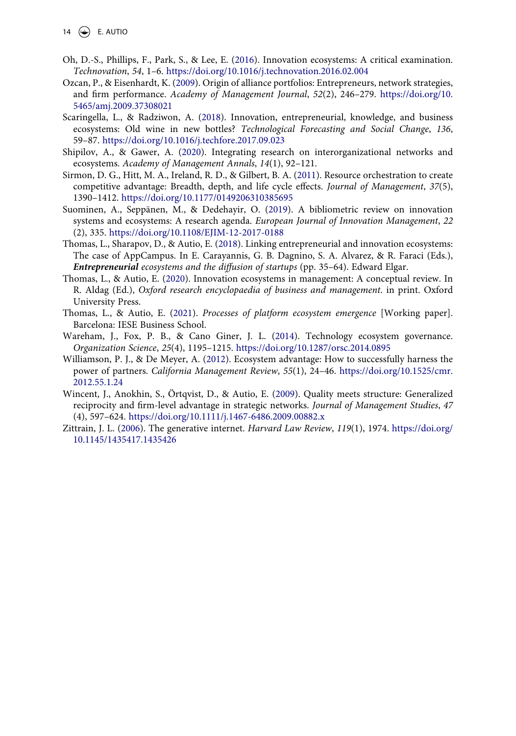Oh, D.-S., Phillips, F., Park, S., & Lee, E. (2016). Innovation ecosystems: A critical examination. *Technovation*, *54*, 1–6. https://doi.org/10.1016/j.technovation.2016.02.004

Ozcan, P., & Eisenhardt, K. (2009). Origin of alliance portfolios: Entrepreneurs, network strategies, and firm performance. *Academy of Management Journal*, *52*(2), 246–279. https://doi.org/10.5465/amj.2009.37308021

Scaringella, L., & Radziwon, A. (2018). Innovation, entrepreneurial, knowledge, and business ecosystems: Old wine in new bottles? *Technological Forecasting and Social Change*, *136*, 59–87. https://doi.org/10.1016/j.techfore.2017.09.023

Shipilov, A., & Gawer, A. (2020). Integrating research on interorganizational networks and ecosystems. *Academy of Management Annals*, *14*(1), 92–121.

Sirmon, D. G., Hitt, M. A., Ireland, R. D., & Gilbert, B. A. (2011). Resource orchestration to create competitive advantage: Breadth, depth, and life cycle effects. *Journal of Management*, *37*(5), 1390–1412. https://doi.org/10.1177/0149206310385695

Suominen, A., Seppänen, M., & Dedehayir, O. (2019). A bibliometric review on innovation systems and ecosystems: A research agenda. *European Journal of Innovation Management*, *22*(2), 335. https://doi.org/10.1108/EJIM-12-2017-0188

Thomas, L., Sharapov, D., & Autio, E. (2018). Linking entrepreneurial and innovation ecosystems: The case of AppCampus. In E. Carayannis, G. B. Dagnino, S. A. Alvarez, & R. Faraci (Eds.), ***Entrepreneurial*** *ecosystems and the diffusion of startups* (pp. 35–64). Edward Elgar.

Thomas, L., & Autio, E. (2020). Innovation ecosystems in management: A conceptual review. In R. Aldag (Ed.), *Oxford research encyclopaedia of business and management*. in print. Oxford University Press.

Thomas, L., & Autio, E. (2021). *Processes of platform ecosystem emergence* [Working paper]. Barcelona: IESE Business School.

Wareham, J., Fox, P. B., & Cano Giner, J. L. (2014). Technology ecosystem governance. *Organization Science*, *25*(4), 1195–1215. https://doi.org/10.1287/orsc.2014.0895

Williamson, P. J., & De Meyer, A. (2012). Ecosystem advantage: How to successfully harness the power of partners. *California Management Review*, *55*(1), 24–46. https://doi.org/10.1525/cmr.2012.55.1.24

Wincent, J., Anokhin, S., Örtqvist, D., & Autio, E. (2009). Quality meets structure: Generalized reciprocity and firm-level advantage in strategic networks. *Journal of Management Studies*, *47*(4), 597–624. https://doi.org/10.1111/j.1467-6486.2009.00882.x

Zittrain, J. L. (2006). The generative internet. *Harvard Law Review*, *119*(1), 1974. https://doi.org/10.1145/1435417.1435426